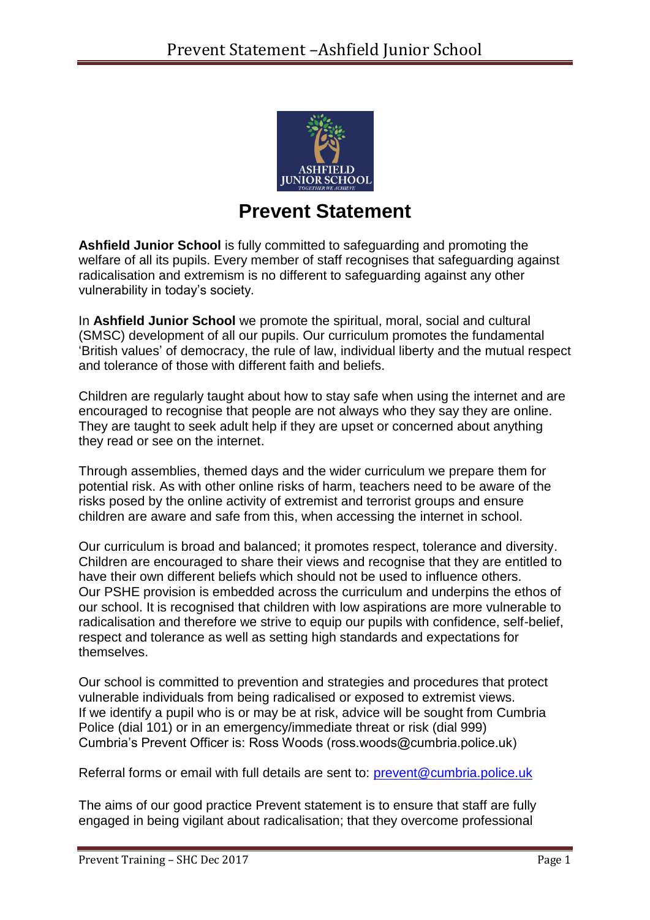# Prevent Statement

**Ashfield Junior School** is fully committed to safeguarding and promoting the welfare of all its pupils. Every member of staff recognises that safeguarding against radicalisation and extremism is no different to safeguarding against any other vulnerability in today's society.

In **Ashfield Junior School** we promote the spiritual, moral, social and cultural (SMSC) development of all our pupils. Our curriculum promotes the fundamental 'British values' of democracy, the rule of law, individual liberty and the mutual respect and tolerance of those with different faith and beliefs.

Children are regularly taught about how to stay safe when using the internet and are encouraged to recognise that people are not always who they say they are online. They are taught to seek adult help if they are upset or concerned about anything they read or see on the internet.

Through assemblies, themed days and the wider curriculum we prepare them for potential risk. As with other online risks of harm, teachers need to be aware of the risks posed by the online activity of extremist and terrorist groups and ensure children are aware and safe from this, when accessing the internet in school.

Our curriculum is broad and balanced; it promotes respect, tolerance and diversity. Children are encouraged to share their views and recognise that they are entitled to have their own different beliefs which should not be used to influence others.
Our PSHE provision is embedded across the curriculum and underpins the ethos of our school. It is recognised that children with low aspirations are more vulnerable to radicalisation and therefore we strive to equip our pupils with confidence, self-belief, respect and tolerance as well as setting high standards and expectations for themselves.

Our school is committed to prevention and strategies and procedures that protect vulnerable individuals from being radicalised or exposed to extremist views.
If we identify a pupil who is or may be at risk, advice will be sought from Cumbria Police (dial 101) or in an emergency/immediate threat or risk (dial 999)
Cumbria's Prevent Officer is: Ross Woods (ross.woods@cumbria.police.uk)

Referral forms or email with full details are sent to: prevent@cumbria.police.uk

The aims of our good practice Prevent statement is to ensure that staff are fully engaged in being vigilant about radicalisation; that they overcome professional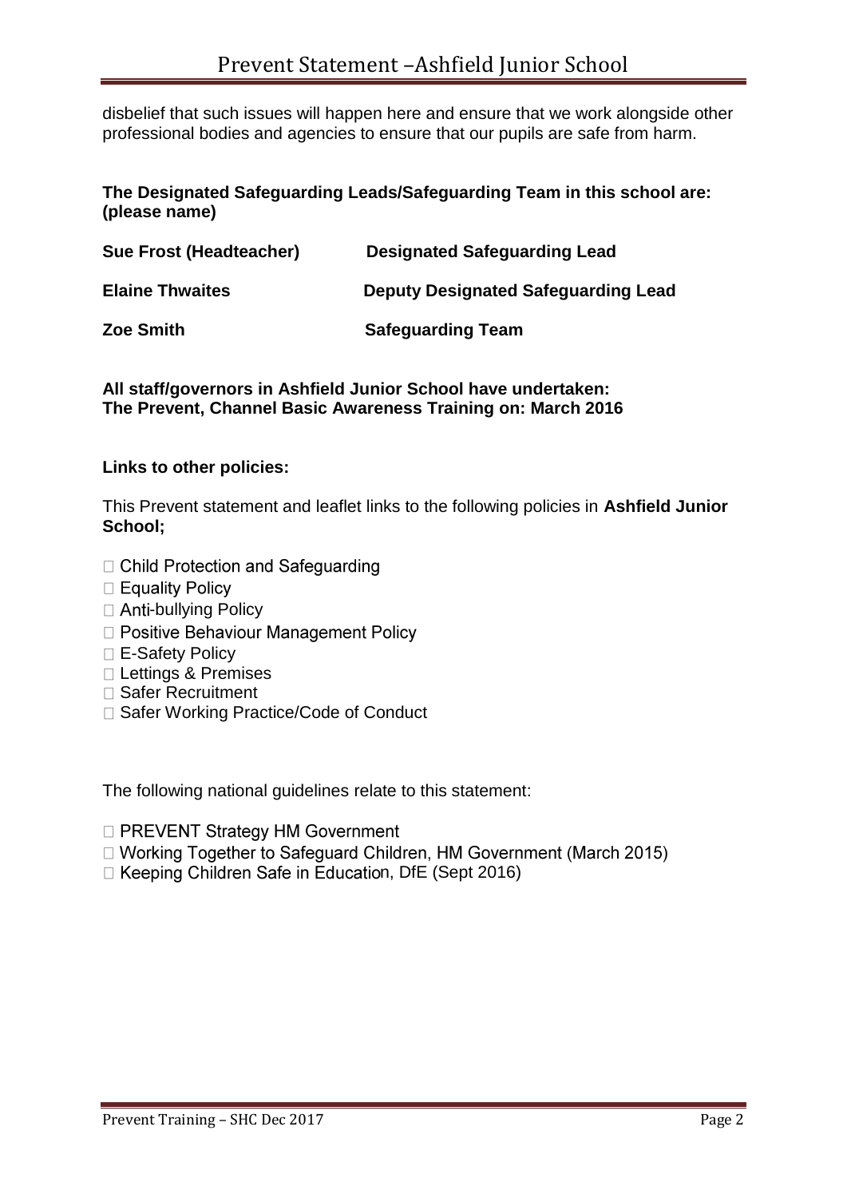disbelief that such issues will happen here and ensure that we work alongside other professional bodies and agencies to ensure that our pupils are safe from harm.

**The Designated Safeguarding Leads/Safeguarding Team in this school are: (please name)**

| | |
|---|---|
| **Sue Frost (Headteacher)** | **Designated Safeguarding Lead** |
| **Elaine Thwaites** | **Deputy Designated Safeguarding Lead** |
| **Zoe Smith** | **Safeguarding Team** |

**All staff/governors in Ashfield Junior School have undertaken:**
**The Prevent, Channel Basic Awareness Training on: March 2016**

**Links to other policies:**

This Prevent statement and leaflet links to the following policies in **Ashfield Junior School;**

- Child Protection and Safeguarding
- Equality Policy
- Anti-bullying Policy
- Positive Behaviour Management Policy
- E-Safety Policy
- Lettings & Premises
- Safer Recruitment
- Safer Working Practice/Code of Conduct

The following national guidelines relate to this statement:

- PREVENT Strategy HM Government
- Working Together to Safeguard Children, HM Government (March 2015)
- Keeping Children Safe in Education, DfE (Sept 2016)